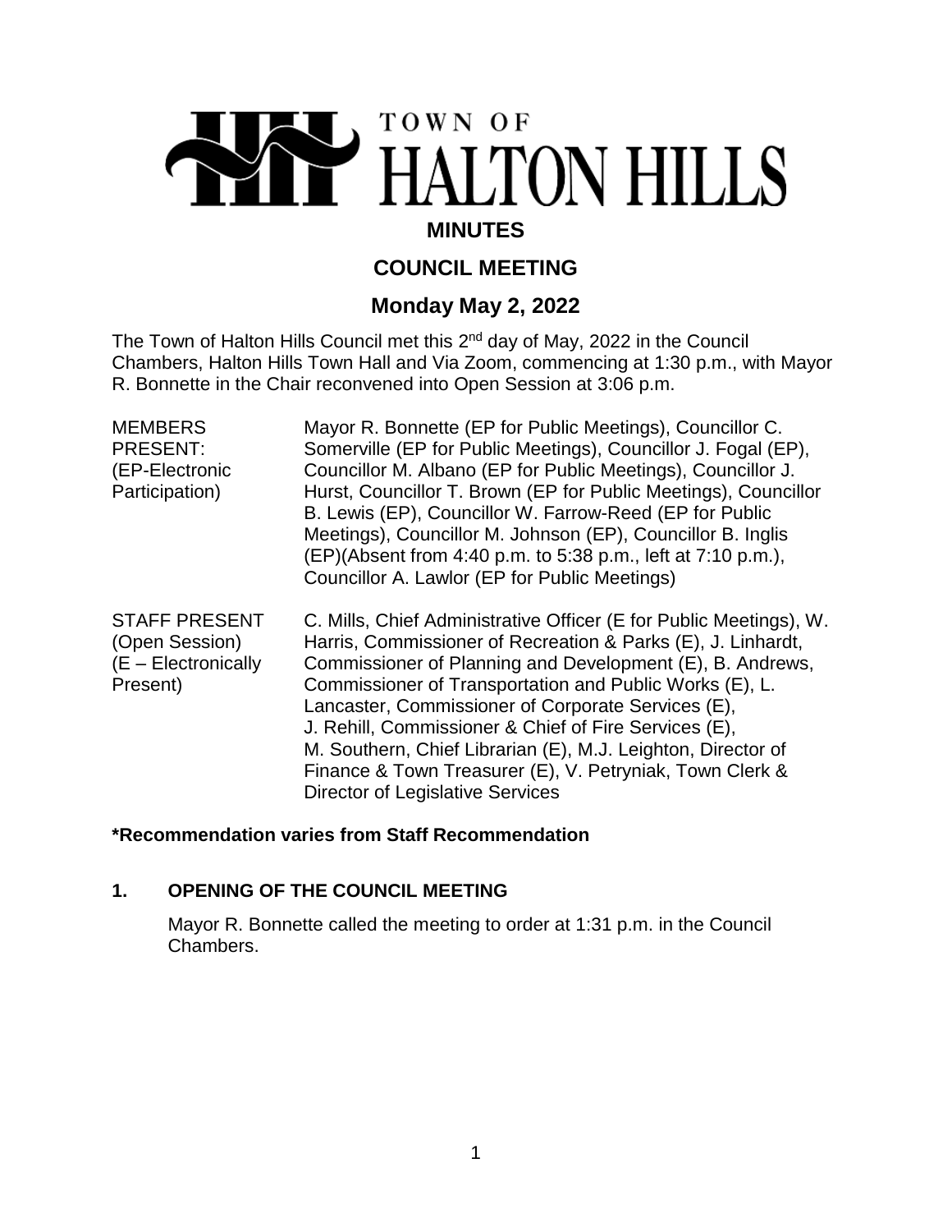# TOWN OF HALTON HILLS

## MINUTES

## COUNCIL MEETING

## Monday May 2, 2022

The Town of Halton Hills Council met this 2nd day of May, 2022 in the Council Chambers, Halton Hills Town Hall and Via Zoom, commencing at 1:30 p.m., with Mayor R. Bonnette in the Chair reconvened into Open Session at 3:06 p.m.

| | |
|---|---|
| MEMBERS PRESENT: (EP-Electronic Participation) | Mayor R. Bonnette (EP for Public Meetings), Councillor C. Somerville (EP for Public Meetings), Councillor J. Fogal (EP), Councillor M. Albano (EP for Public Meetings), Councillor J. Hurst, Councillor T. Brown (EP for Public Meetings), Councillor B. Lewis (EP), Councillor W. Farrow-Reed (EP for Public Meetings), Councillor M. Johnson (EP), Councillor B. Inglis (EP)(Absent from 4:40 p.m. to 5:38 p.m., left at 7:10 p.m.), Councillor A. Lawlor (EP for Public Meetings) |
| STAFF PRESENT (Open Session) (E – Electronically Present) | C. Mills, Chief Administrative Officer (E for Public Meetings), W. Harris, Commissioner of Recreation & Parks (E), J. Linhardt, Commissioner of Planning and Development (E), B. Andrews, Commissioner of Transportation and Public Works (E), L. Lancaster, Commissioner of Corporate Services (E), J. Rehill, Commissioner & Chief of Fire Services (E), M. Southern, Chief Librarian (E), M.J. Leighton, Director of Finance & Town Treasurer (E), V. Petryniak, Town Clerk & Director of Legislative Services |

**\*Recommendation varies from Staff Recommendation**

### 1. OPENING OF THE COUNCIL MEETING

Mayor R. Bonnette called the meeting to order at 1:31 p.m. in the Council Chambers.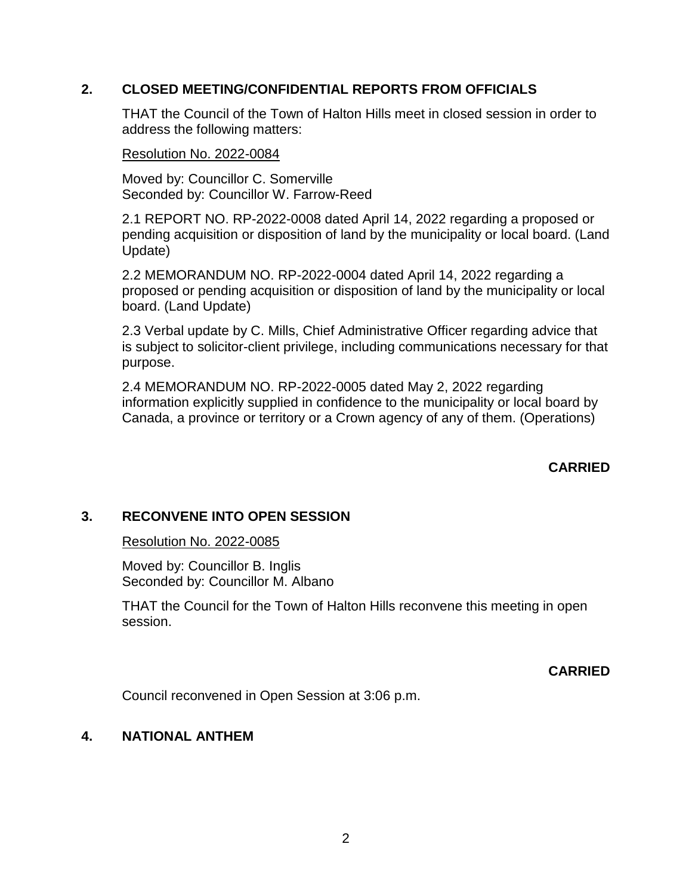## 2. CLOSED MEETING/CONFIDENTIAL REPORTS FROM OFFICIALS

THAT the Council of the Town of Halton Hills meet in closed session in order to address the following matters:

Resolution No. 2022-0084

Moved by: Councillor C. Somerville
Seconded by: Councillor W. Farrow-Reed

2.1 REPORT NO. RP-2022-0008 dated April 14, 2022 regarding a proposed or pending acquisition or disposition of land by the municipality or local board. (Land Update)

2.2 MEMORANDUM NO. RP-2022-0004 dated April 14, 2022 regarding a proposed or pending acquisition or disposition of land by the municipality or local board. (Land Update)

2.3 Verbal update by C. Mills, Chief Administrative Officer regarding advice that is subject to solicitor-client privilege, including communications necessary for that purpose.

2.4 MEMORANDUM NO. RP-2022-0005 dated May 2, 2022 regarding information explicitly supplied in confidence to the municipality or local board by Canada, a province or territory or a Crown agency of any of them. (Operations)

**CARRIED**

## 3. RECONVENE INTO OPEN SESSION

Resolution No. 2022-0085

Moved by: Councillor B. Inglis
Seconded by: Councillor M. Albano

THAT the Council for the Town of Halton Hills reconvene this meeting in open session.

**CARRIED**

Council reconvened in Open Session at 3:06 p.m.

## 4. NATIONAL ANTHEM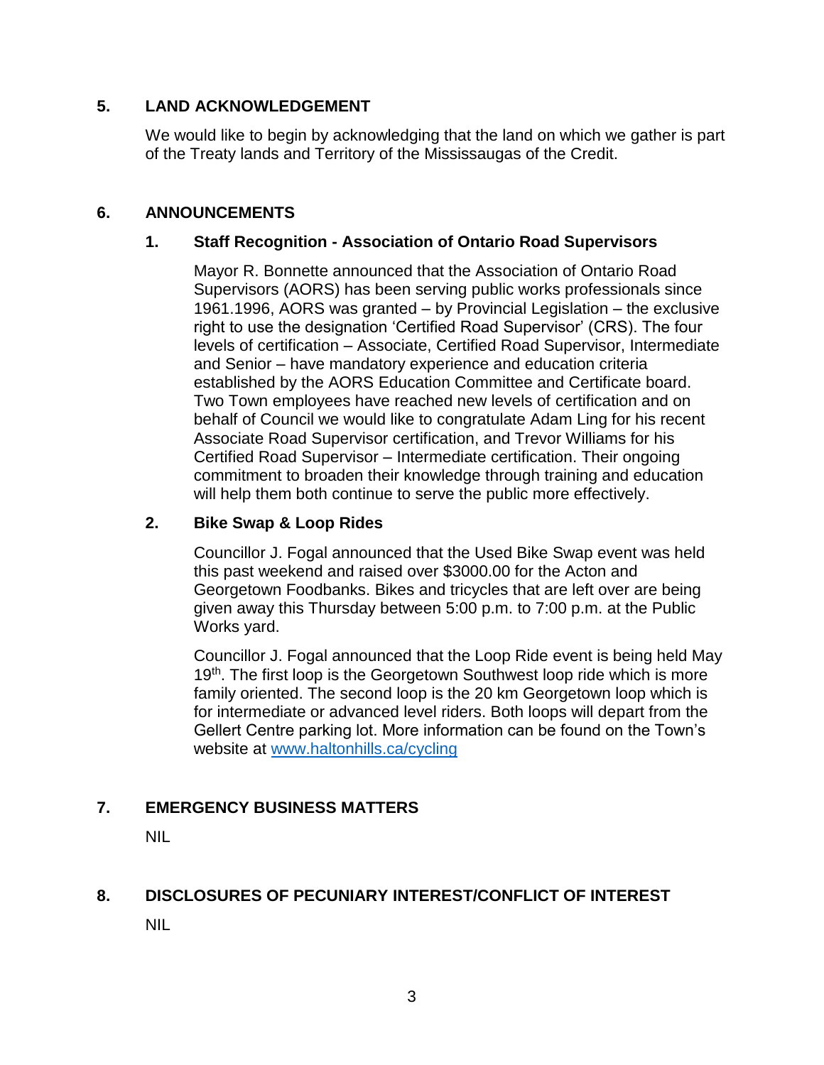## 5. LAND ACKNOWLEDGEMENT

We would like to begin by acknowledging that the land on which we gather is part of the Treaty lands and Territory of the Mississaugas of the Credit.

## 6. ANNOUNCEMENTS

### 1. Staff Recognition - Association of Ontario Road Supervisors

Mayor R. Bonnette announced that the Association of Ontario Road Supervisors (AORS) has been serving public works professionals since 1961.1996, AORS was granted – by Provincial Legislation – the exclusive right to use the designation 'Certified Road Supervisor' (CRS). The four levels of certification – Associate, Certified Road Supervisor, Intermediate and Senior – have mandatory experience and education criteria established by the AORS Education Committee and Certificate board. Two Town employees have reached new levels of certification and on behalf of Council we would like to congratulate Adam Ling for his recent Associate Road Supervisor certification, and Trevor Williams for his Certified Road Supervisor – Intermediate certification. Their ongoing commitment to broaden their knowledge through training and education will help them both continue to serve the public more effectively.

### 2. Bike Swap & Loop Rides

Councillor J. Fogal announced that the Used Bike Swap event was held this past weekend and raised over $3000.00 for the Acton and Georgetown Foodbanks. Bikes and tricycles that are left over are being given away this Thursday between 5:00 p.m. to 7:00 p.m. at the Public Works yard.

Councillor J. Fogal announced that the Loop Ride event is being held May 19th. The first loop is the Georgetown Southwest loop ride which is more family oriented. The second loop is the 20 km Georgetown loop which is for intermediate or advanced level riders. Both loops will depart from the Gellert Centre parking lot. More information can be found on the Town's website at [www.haltonhills.ca/cycling](www.haltonhills.ca/cycling)

## 7. EMERGENCY BUSINESS MATTERS

NIL

## 8. DISCLOSURES OF PECUNIARY INTEREST/CONFLICT OF INTEREST

NIL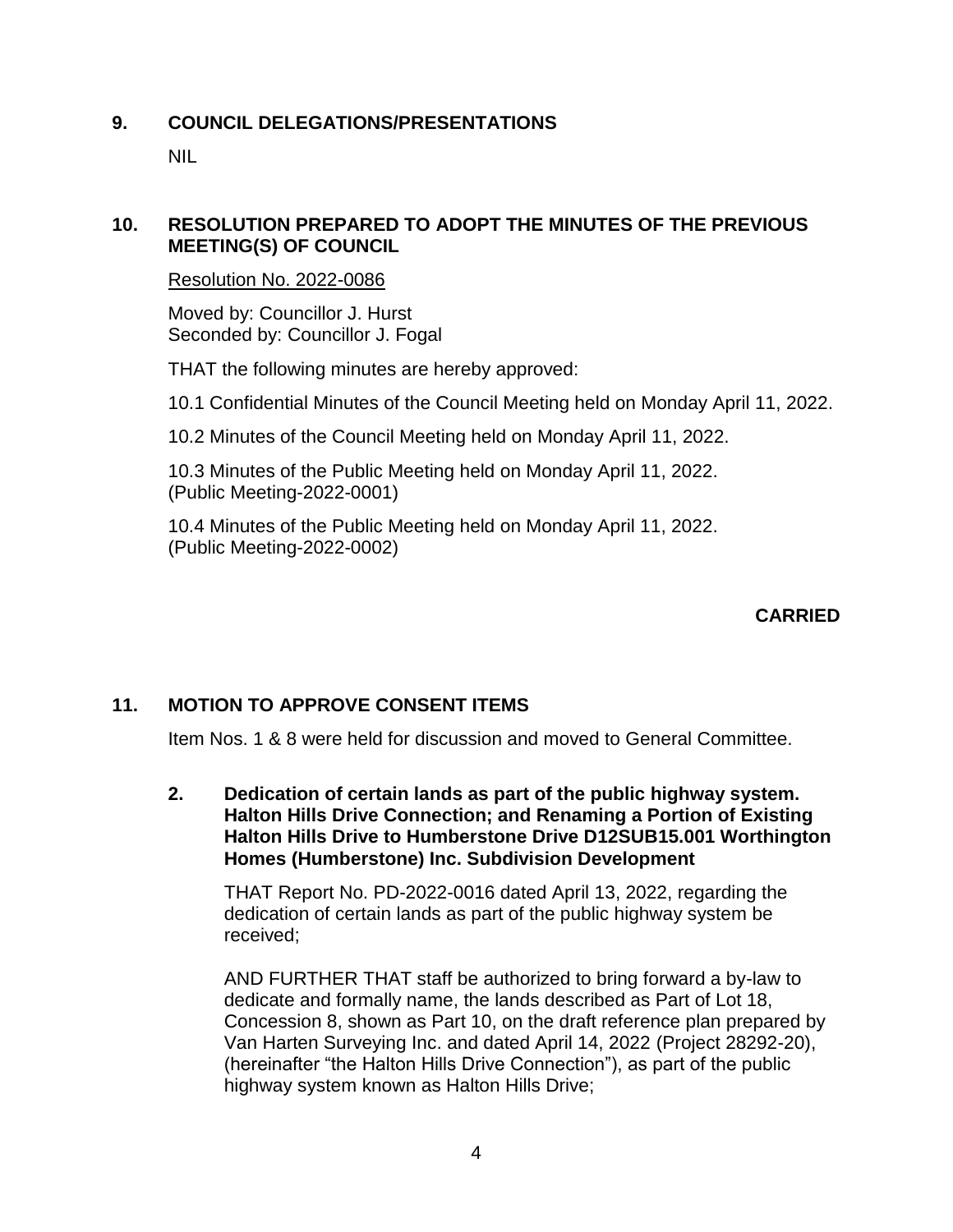## 9. COUNCIL DELEGATIONS/PRESENTATIONS

NIL

## 10. RESOLUTION PREPARED TO ADOPT THE MINUTES OF THE PREVIOUS MEETING(S) OF COUNCIL

Resolution No. 2022-0086

Moved by: Councillor J. Hurst
Seconded by: Councillor J. Fogal

THAT the following minutes are hereby approved:

10.1 Confidential Minutes of the Council Meeting held on Monday April 11, 2022.

10.2 Minutes of the Council Meeting held on Monday April 11, 2022.

10.3 Minutes of the Public Meeting held on Monday April 11, 2022.
(Public Meeting-2022-0001)

10.4 Minutes of the Public Meeting held on Monday April 11, 2022.
(Public Meeting-2022-0002)

**CARRIED**

## 11. MOTION TO APPROVE CONSENT ITEMS

Item Nos. 1 & 8 were held for discussion and moved to General Committee.

### 2. Dedication of certain lands as part of the public highway system. Halton Hills Drive Connection; and Renaming a Portion of Existing Halton Hills Drive to Humberstone Drive D12SUB15.001 Worthington Homes (Humberstone) Inc. Subdivision Development

THAT Report No. PD-2022-0016 dated April 13, 2022, regarding the dedication of certain lands as part of the public highway system be received;

AND FURTHER THAT staff be authorized to bring forward a by-law to dedicate and formally name, the lands described as Part of Lot 18, Concession 8, shown as Part 10, on the draft reference plan prepared by Van Harten Surveying Inc. and dated April 14, 2022 (Project 28292-20), (hereinafter "the Halton Hills Drive Connection"), as part of the public highway system known as Halton Hills Drive;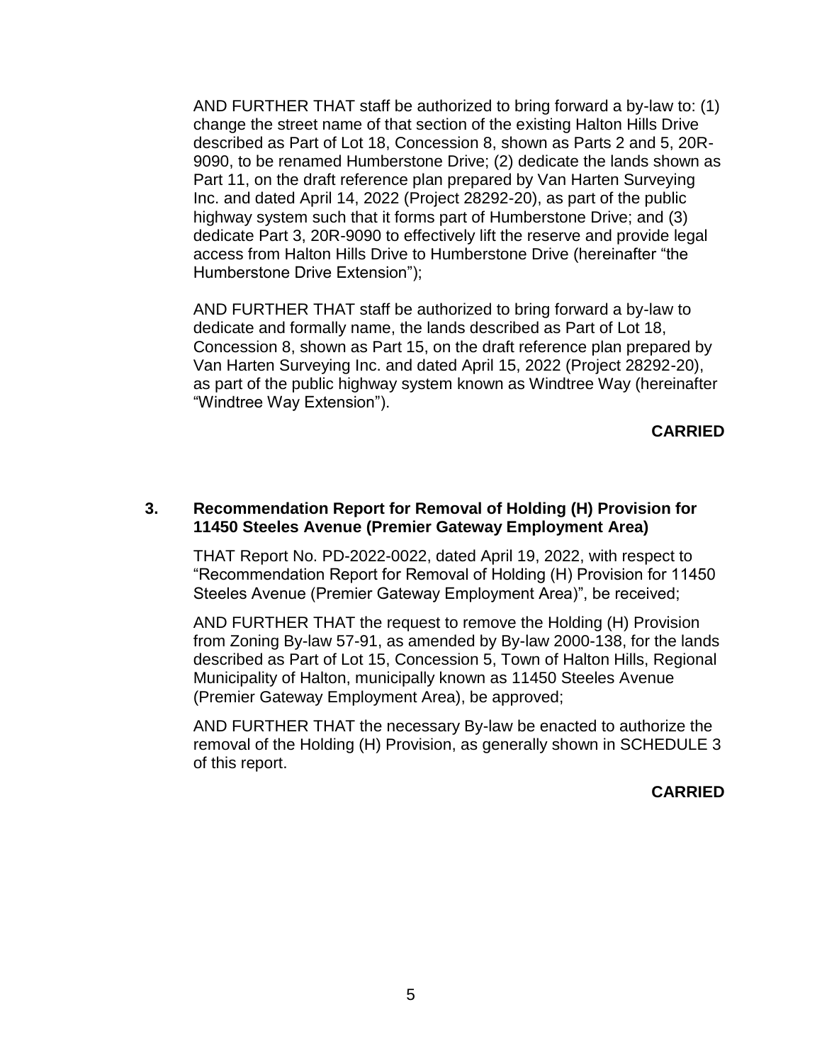AND FURTHER THAT staff be authorized to bring forward a by-law to: (1) change the street name of that section of the existing Halton Hills Drive described as Part of Lot 18, Concession 8, shown as Parts 2 and 5, 20R-9090, to be renamed Humberstone Drive; (2) dedicate the lands shown as Part 11, on the draft reference plan prepared by Van Harten Surveying Inc. and dated April 14, 2022 (Project 28292-20), as part of the public highway system such that it forms part of Humberstone Drive; and (3) dedicate Part 3, 20R-9090 to effectively lift the reserve and provide legal access from Halton Hills Drive to Humberstone Drive (hereinafter "the Humberstone Drive Extension");

AND FURTHER THAT staff be authorized to bring forward a by-law to dedicate and formally name, the lands described as Part of Lot 18, Concession 8, shown as Part 15, on the draft reference plan prepared by Van Harten Surveying Inc. and dated April 15, 2022 (Project 28292-20), as part of the public highway system known as Windtree Way (hereinafter "Windtree Way Extension").

**CARRIED**

**3. Recommendation Report for Removal of Holding (H) Provision for 11450 Steeles Avenue (Premier Gateway Employment Area)**

THAT Report No. PD-2022-0022, dated April 19, 2022, with respect to "Recommendation Report for Removal of Holding (H) Provision for 11450 Steeles Avenue (Premier Gateway Employment Area)", be received;

AND FURTHER THAT the request to remove the Holding (H) Provision from Zoning By-law 57-91, as amended by By-law 2000-138, for the lands described as Part of Lot 15, Concession 5, Town of Halton Hills, Regional Municipality of Halton, municipally known as 11450 Steeles Avenue (Premier Gateway Employment Area), be approved;

AND FURTHER THAT the necessary By-law be enacted to authorize the removal of the Holding (H) Provision, as generally shown in SCHEDULE 3 of this report.

**CARRIED**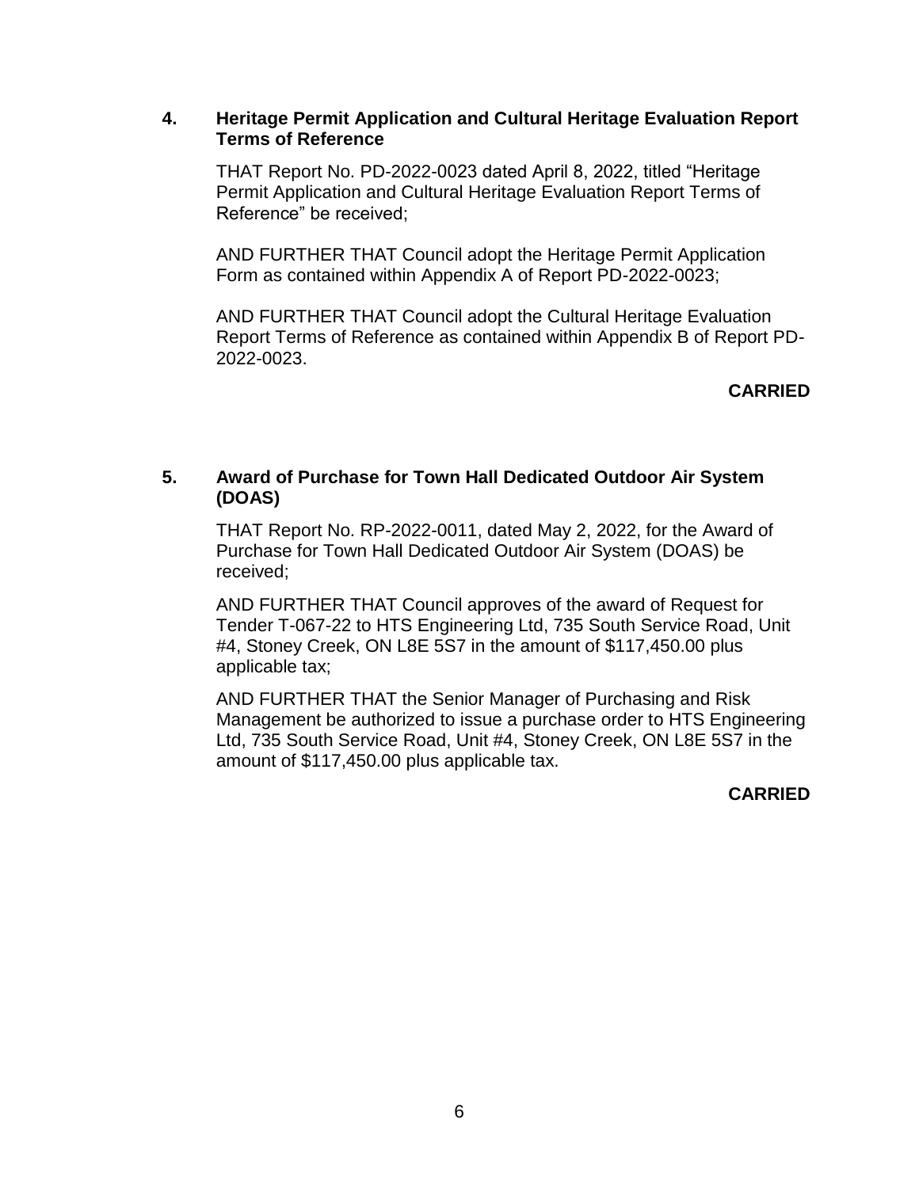**4. Heritage Permit Application and Cultural Heritage Evaluation Report Terms of Reference**

THAT Report No. PD-2022-0023 dated April 8, 2022, titled "Heritage Permit Application and Cultural Heritage Evaluation Report Terms of Reference" be received;

AND FURTHER THAT Council adopt the Heritage Permit Application Form as contained within Appendix A of Report PD-2022-0023;

AND FURTHER THAT Council adopt the Cultural Heritage Evaluation Report Terms of Reference as contained within Appendix B of Report PD-2022-0023.

**CARRIED**

**5. Award of Purchase for Town Hall Dedicated Outdoor Air System (DOAS)**

THAT Report No. RP-2022-0011, dated May 2, 2022, for the Award of Purchase for Town Hall Dedicated Outdoor Air System (DOAS) be received;

AND FURTHER THAT Council approves of the award of Request for Tender T-067-22 to HTS Engineering Ltd, 735 South Service Road, Unit #4, Stoney Creek, ON L8E 5S7 in the amount of $117,450.00 plus applicable tax;

AND FURTHER THAT the Senior Manager of Purchasing and Risk Management be authorized to issue a purchase order to HTS Engineering Ltd, 735 South Service Road, Unit #4, Stoney Creek, ON L8E 5S7 in the amount of $117,450.00 plus applicable tax.

**CARRIED**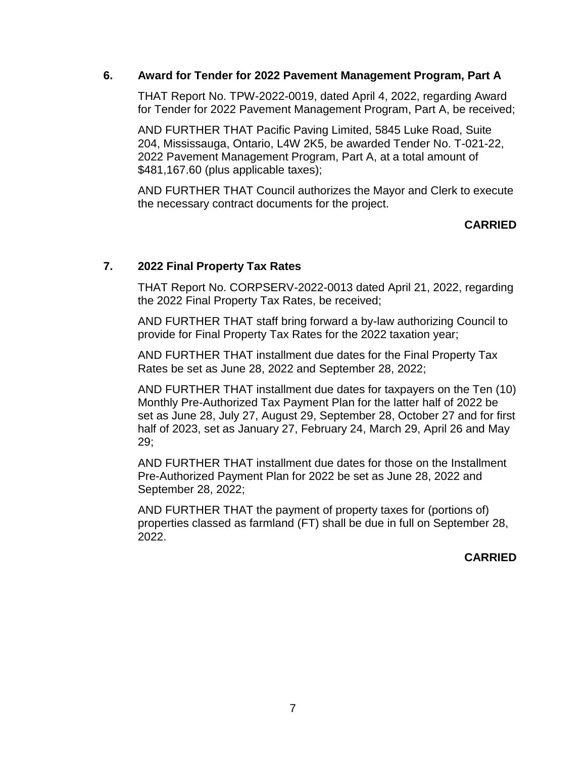### 6. Award for Tender for 2022 Pavement Management Program, Part A

THAT Report No. TPW-2022-0019, dated April 4, 2022, regarding Award for Tender for 2022 Pavement Management Program, Part A, be received;

AND FURTHER THAT Pacific Paving Limited, 5845 Luke Road, Suite 204, Mississauga, Ontario, L4W 2K5, be awarded Tender No. T-021-22, 2022 Pavement Management Program, Part A, at a total amount of $481,167.60 (plus applicable taxes);

AND FURTHER THAT Council authorizes the Mayor and Clerk to execute the necessary contract documents for the project.

**CARRIED**

### 7. 2022 Final Property Tax Rates

THAT Report No. CORPSERV-2022-0013 dated April 21, 2022, regarding the 2022 Final Property Tax Rates, be received;

AND FURTHER THAT staff bring forward a by-law authorizing Council to provide for Final Property Tax Rates for the 2022 taxation year;

AND FURTHER THAT installment due dates for the Final Property Tax Rates be set as June 28, 2022 and September 28, 2022;

AND FURTHER THAT installment due dates for taxpayers on the Ten (10) Monthly Pre-Authorized Tax Payment Plan for the latter half of 2022 be set as June 28, July 27, August 29, September 28, October 27 and for first half of 2023, set as January 27, February 24, March 29, April 26 and May 29;

AND FURTHER THAT installment due dates for those on the Installment Pre-Authorized Payment Plan for 2022 be set as June 28, 2022 and September 28, 2022;

AND FURTHER THAT the payment of property taxes for (portions of) properties classed as farmland (FT) shall be due in full on September 28, 2022.

**CARRIED**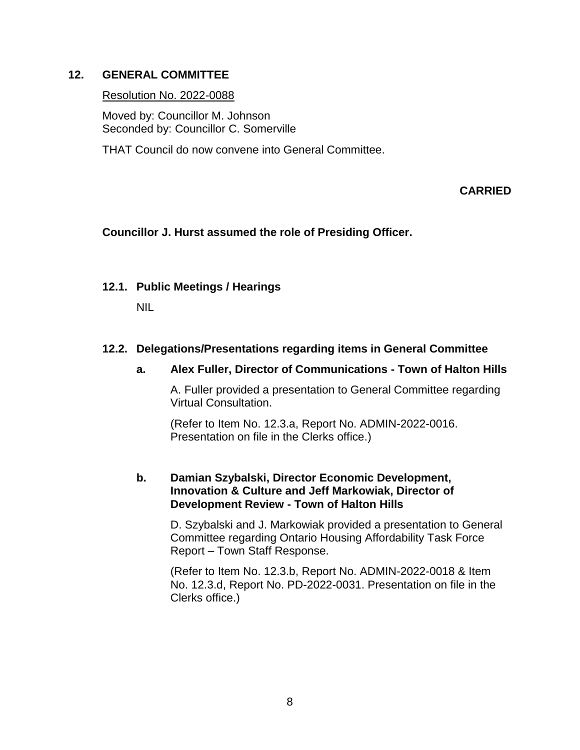## 12. GENERAL COMMITTEE

<u>Resolution No. 2022-0088</u>

Moved by: Councillor M. Johnson
Seconded by: Councillor C. Somerville

THAT Council do now convene into General Committee.

**CARRIED**

**Councillor J. Hurst assumed the role of Presiding Officer.**

### 12.1. Public Meetings / Hearings

NIL

### 12.2. Delegations/Presentations regarding items in General Committee

#### a. Alex Fuller, Director of Communications - Town of Halton Hills

A. Fuller provided a presentation to General Committee regarding Virtual Consultation.

(Refer to Item No. 12.3.a, Report No. ADMIN-2022-0016. Presentation on file in the Clerks office.)

#### b. Damian Szybalski, Director Economic Development, Innovation & Culture and Jeff Markowiak, Director of Development Review - Town of Halton Hills

D. Szybalski and J. Markowiak provided a presentation to General Committee regarding Ontario Housing Affordability Task Force Report – Town Staff Response.

(Refer to Item No. 12.3.b, Report No. ADMIN-2022-0018 & Item No. 12.3.d, Report No. PD-2022-0031. Presentation on file in the Clerks office.)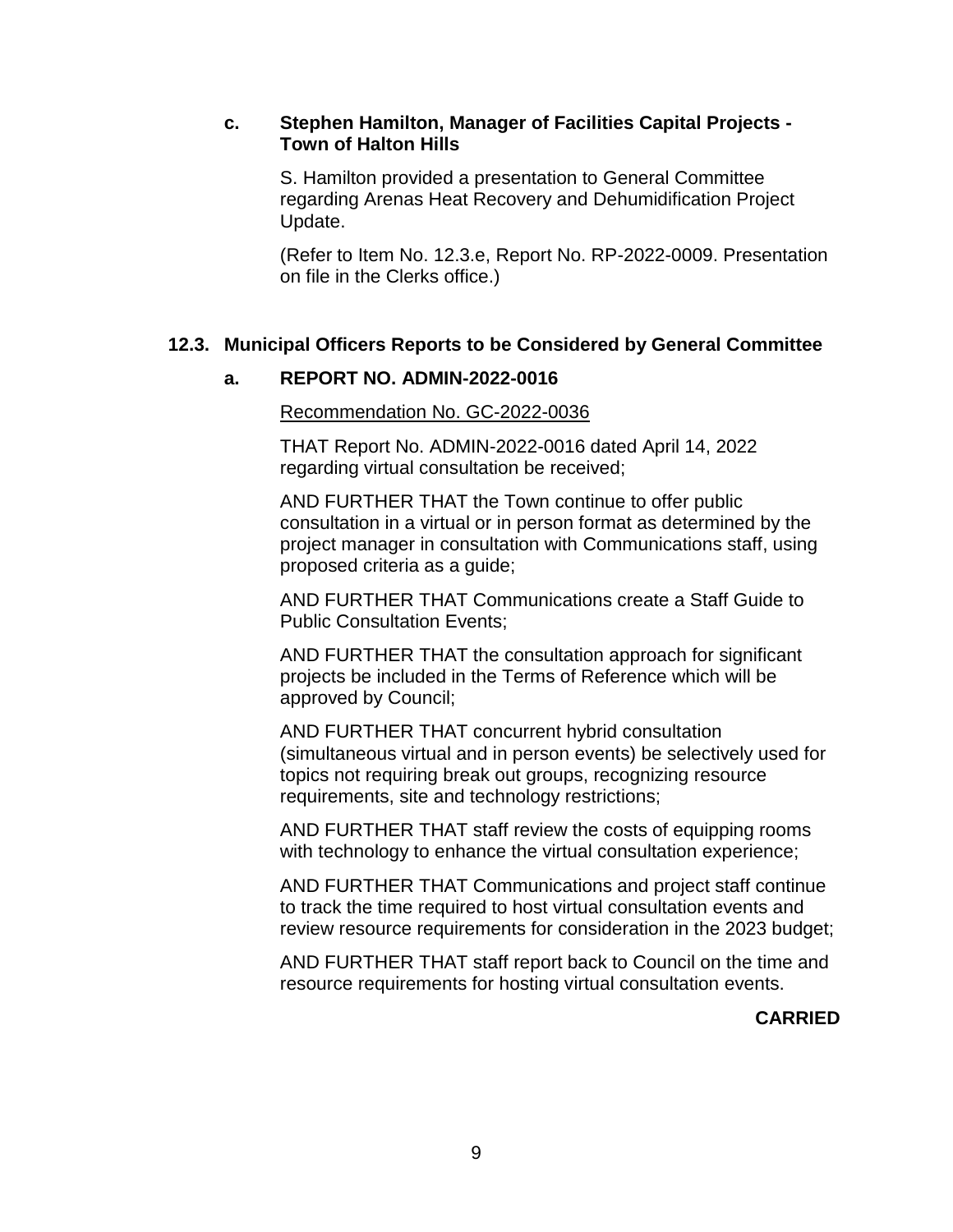**c. Stephen Hamilton, Manager of Facilities Capital Projects - Town of Halton Hills**

S. Hamilton provided a presentation to General Committee regarding Arenas Heat Recovery and Dehumidification Project Update.

(Refer to Item No. 12.3.e, Report No. RP-2022-0009. Presentation on file in the Clerks office.)

## 12.3. Municipal Officers Reports to be Considered by General Committee

### a. REPORT NO. ADMIN-2022-0016

<u>Recommendation No. GC-2022-0036</u>

THAT Report No. ADMIN-2022-0016 dated April 14, 2022 regarding virtual consultation be received;

AND FURTHER THAT the Town continue to offer public consultation in a virtual or in person format as determined by the project manager in consultation with Communications staff, using proposed criteria as a guide;

AND FURTHER THAT Communications create a Staff Guide to Public Consultation Events;

AND FURTHER THAT the consultation approach for significant projects be included in the Terms of Reference which will be approved by Council;

AND FURTHER THAT concurrent hybrid consultation (simultaneous virtual and in person events) be selectively used for topics not requiring break out groups, recognizing resource requirements, site and technology restrictions;

AND FURTHER THAT staff review the costs of equipping rooms with technology to enhance the virtual consultation experience;

AND FURTHER THAT Communications and project staff continue to track the time required to host virtual consultation events and review resource requirements for consideration in the 2023 budget;

AND FURTHER THAT staff report back to Council on the time and resource requirements for hosting virtual consultation events.

**CARRIED**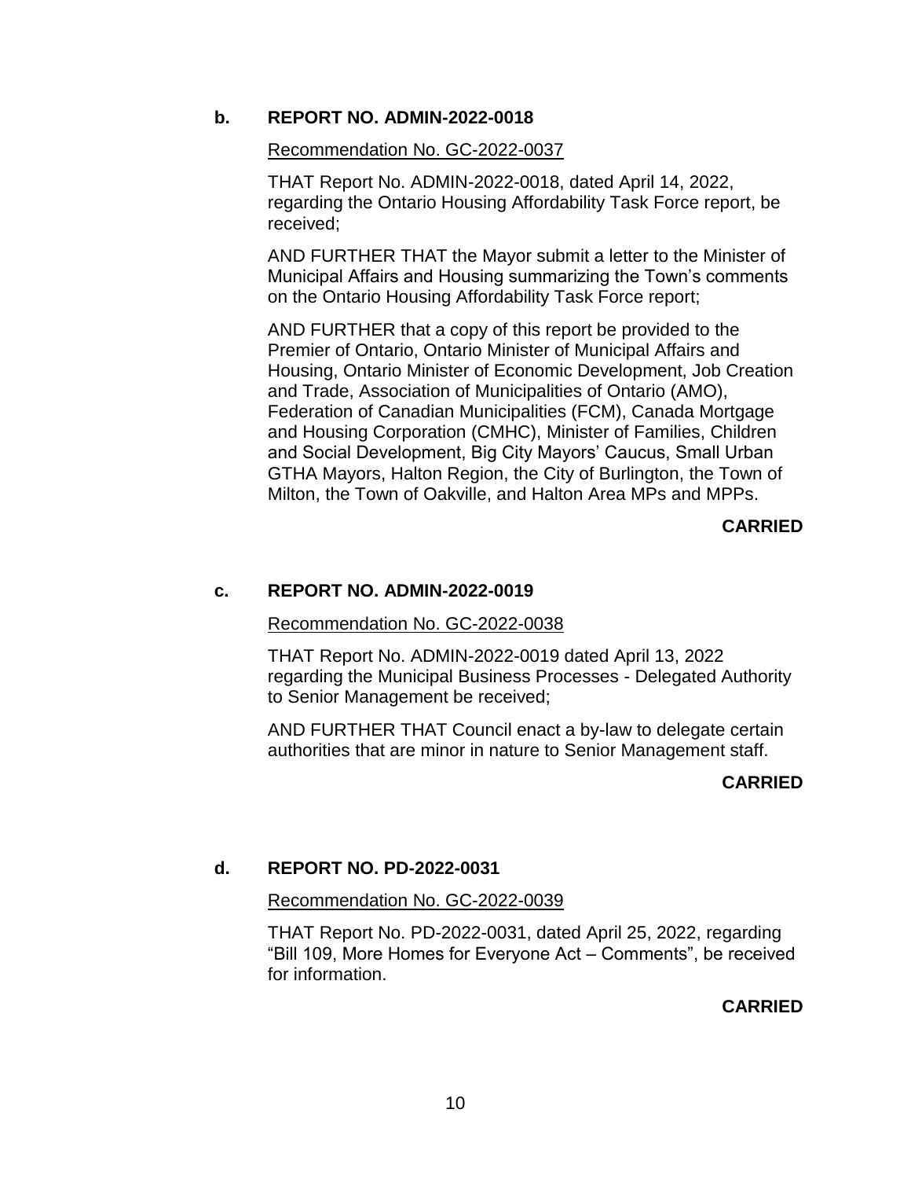**b. REPORT NO. ADMIN-2022-0018**

Recommendation No. GC-2022-0037

THAT Report No. ADMIN-2022-0018, dated April 14, 2022, regarding the Ontario Housing Affordability Task Force report, be received;

AND FURTHER THAT the Mayor submit a letter to the Minister of Municipal Affairs and Housing summarizing the Town's comments on the Ontario Housing Affordability Task Force report;

AND FURTHER that a copy of this report be provided to the Premier of Ontario, Ontario Minister of Municipal Affairs and Housing, Ontario Minister of Economic Development, Job Creation and Trade, Association of Municipalities of Ontario (AMO), Federation of Canadian Municipalities (FCM), Canada Mortgage and Housing Corporation (CMHC), Minister of Families, Children and Social Development, Big City Mayors' Caucus, Small Urban GTHA Mayors, Halton Region, the City of Burlington, the Town of Milton, the Town of Oakville, and Halton Area MPs and MPPs.

**CARRIED**

**c. REPORT NO. ADMIN-2022-0019**

Recommendation No. GC-2022-0038

THAT Report No. ADMIN-2022-0019 dated April 13, 2022 regarding the Municipal Business Processes - Delegated Authority to Senior Management be received;

AND FURTHER THAT Council enact a by-law to delegate certain authorities that are minor in nature to Senior Management staff.

**CARRIED**

**d. REPORT NO. PD-2022-0031**

Recommendation No. GC-2022-0039

THAT Report No. PD-2022-0031, dated April 25, 2022, regarding "Bill 109, More Homes for Everyone Act – Comments", be received for information.

**CARRIED**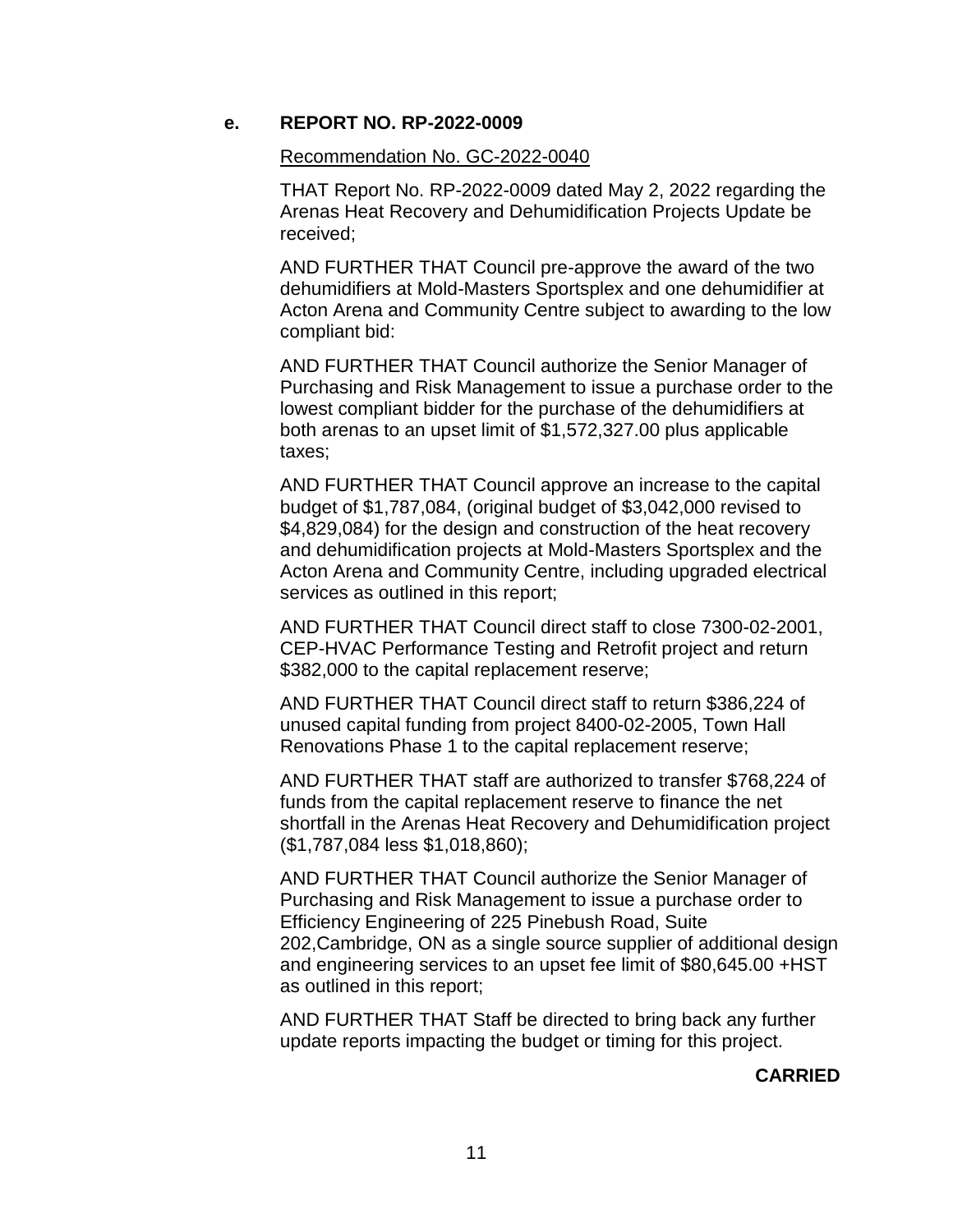**e. REPORT NO. RP-2022-0009**

Recommendation No. GC-2022-0040

THAT Report No. RP-2022-0009 dated May 2, 2022 regarding the Arenas Heat Recovery and Dehumidification Projects Update be received;

AND FURTHER THAT Council pre-approve the award of the two dehumidifiers at Mold-Masters Sportsplex and one dehumidifier at Acton Arena and Community Centre subject to awarding to the low compliant bid:

AND FURTHER THAT Council authorize the Senior Manager of Purchasing and Risk Management to issue a purchase order to the lowest compliant bidder for the purchase of the dehumidifiers at both arenas to an upset limit of $1,572,327.00 plus applicable taxes;

AND FURTHER THAT Council approve an increase to the capital budget of $1,787,084, (original budget of $3,042,000 revised to $4,829,084) for the design and construction of the heat recovery and dehumidification projects at Mold-Masters Sportsplex and the Acton Arena and Community Centre, including upgraded electrical services as outlined in this report;

AND FURTHER THAT Council direct staff to close 7300-02-2001, CEP-HVAC Performance Testing and Retrofit project and return $382,000 to the capital replacement reserve;

AND FURTHER THAT Council direct staff to return $386,224 of unused capital funding from project 8400-02-2005, Town Hall Renovations Phase 1 to the capital replacement reserve;

AND FURTHER THAT staff are authorized to transfer $768,224 of funds from the capital replacement reserve to finance the net shortfall in the Arenas Heat Recovery and Dehumidification project ($1,787,084 less $1,018,860);

AND FURTHER THAT Council authorize the Senior Manager of Purchasing and Risk Management to issue a purchase order to Efficiency Engineering of 225 Pinebush Road, Suite 202,Cambridge, ON as a single source supplier of additional design and engineering services to an upset fee limit of $80,645.00 +HST as outlined in this report;

AND FURTHER THAT Staff be directed to bring back any further update reports impacting the budget or timing for this project.

**CARRIED**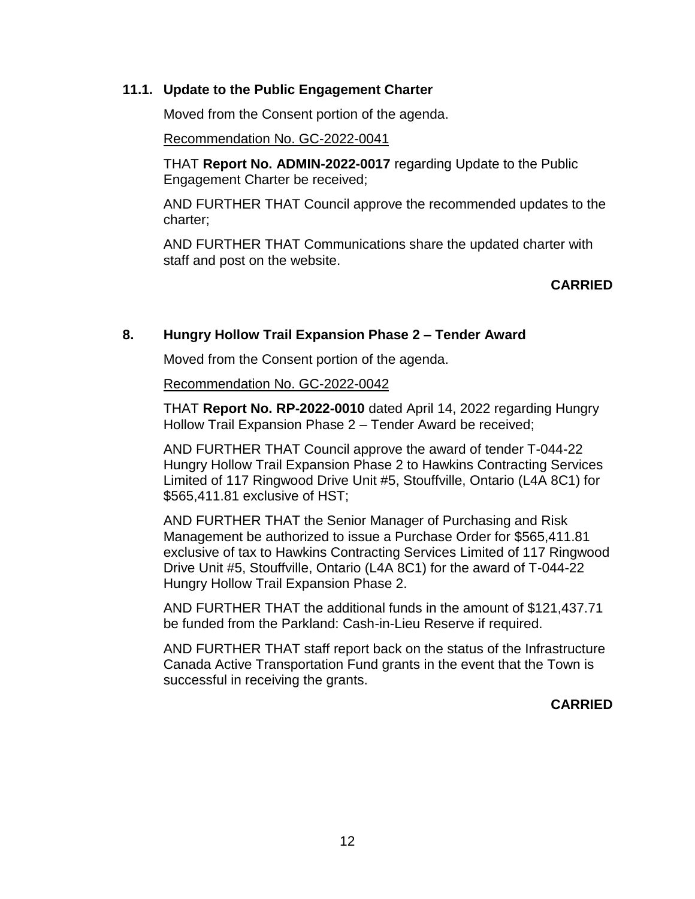### 11.1. Update to the Public Engagement Charter

Moved from the Consent portion of the agenda.

Recommendation No. GC-2022-0041

THAT **Report No. ADMIN-2022-0017** regarding Update to the Public Engagement Charter be received;

AND FURTHER THAT Council approve the recommended updates to the charter;

AND FURTHER THAT Communications share the updated charter with staff and post on the website.

**CARRIED**

### 8. Hungry Hollow Trail Expansion Phase 2 – Tender Award

Moved from the Consent portion of the agenda.

Recommendation No. GC-2022-0042

THAT **Report No. RP-2022-0010** dated April 14, 2022 regarding Hungry Hollow Trail Expansion Phase 2 – Tender Award be received;

AND FURTHER THAT Council approve the award of tender T-044-22 Hungry Hollow Trail Expansion Phase 2 to Hawkins Contracting Services Limited of 117 Ringwood Drive Unit #5, Stouffville, Ontario (L4A 8C1) for $565,411.81 exclusive of HST;

AND FURTHER THAT the Senior Manager of Purchasing and Risk Management be authorized to issue a Purchase Order for $565,411.81 exclusive of tax to Hawkins Contracting Services Limited of 117 Ringwood Drive Unit #5, Stouffville, Ontario (L4A 8C1) for the award of T-044-22 Hungry Hollow Trail Expansion Phase 2.

AND FURTHER THAT the additional funds in the amount of $121,437.71 be funded from the Parkland: Cash-in-Lieu Reserve if required.

AND FURTHER THAT staff report back on the status of the Infrastructure Canada Active Transportation Fund grants in the event that the Town is successful in receiving the grants.

**CARRIED**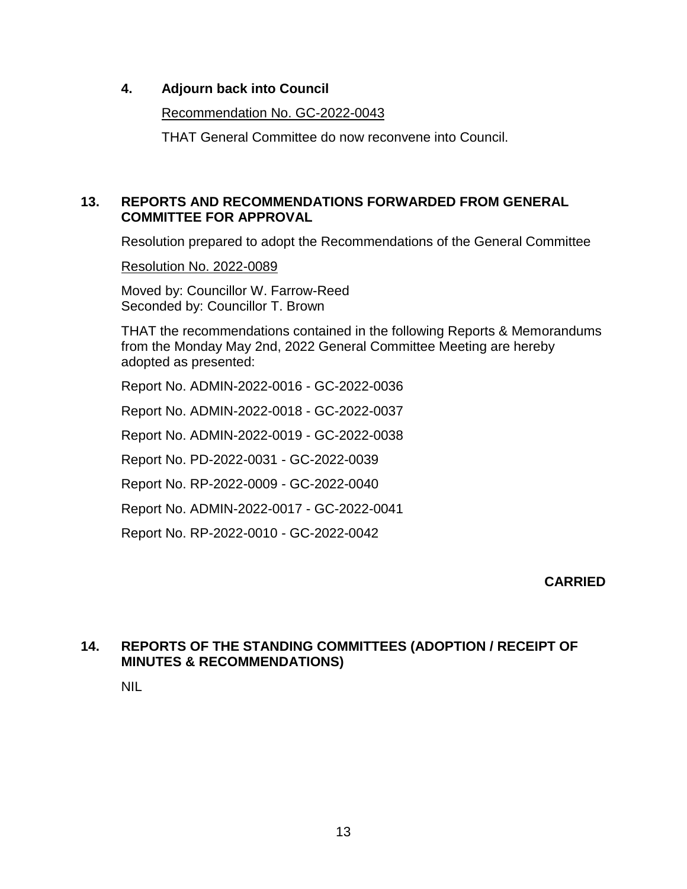### 4. Adjourn back into Council

Recommendation No. GC-2022-0043

THAT General Committee do now reconvene into Council.

## 13. REPORTS AND RECOMMENDATIONS FORWARDED FROM GENERAL COMMITTEE FOR APPROVAL

Resolution prepared to adopt the Recommendations of the General Committee

Resolution No. 2022-0089

Moved by: Councillor W. Farrow-Reed
Seconded by: Councillor T. Brown

THAT the recommendations contained in the following Reports & Memorandums from the Monday May 2nd, 2022 General Committee Meeting are hereby adopted as presented:

Report No. ADMIN-2022-0016 - GC-2022-0036

Report No. ADMIN-2022-0018 - GC-2022-0037

Report No. ADMIN-2022-0019 - GC-2022-0038

Report No. PD-2022-0031 - GC-2022-0039

Report No. RP-2022-0009 - GC-2022-0040

Report No. ADMIN-2022-0017 - GC-2022-0041

Report No. RP-2022-0010 - GC-2022-0042

**CARRIED**

## 14. REPORTS OF THE STANDING COMMITTEES (ADOPTION / RECEIPT OF MINUTES & RECOMMENDATIONS)

NIL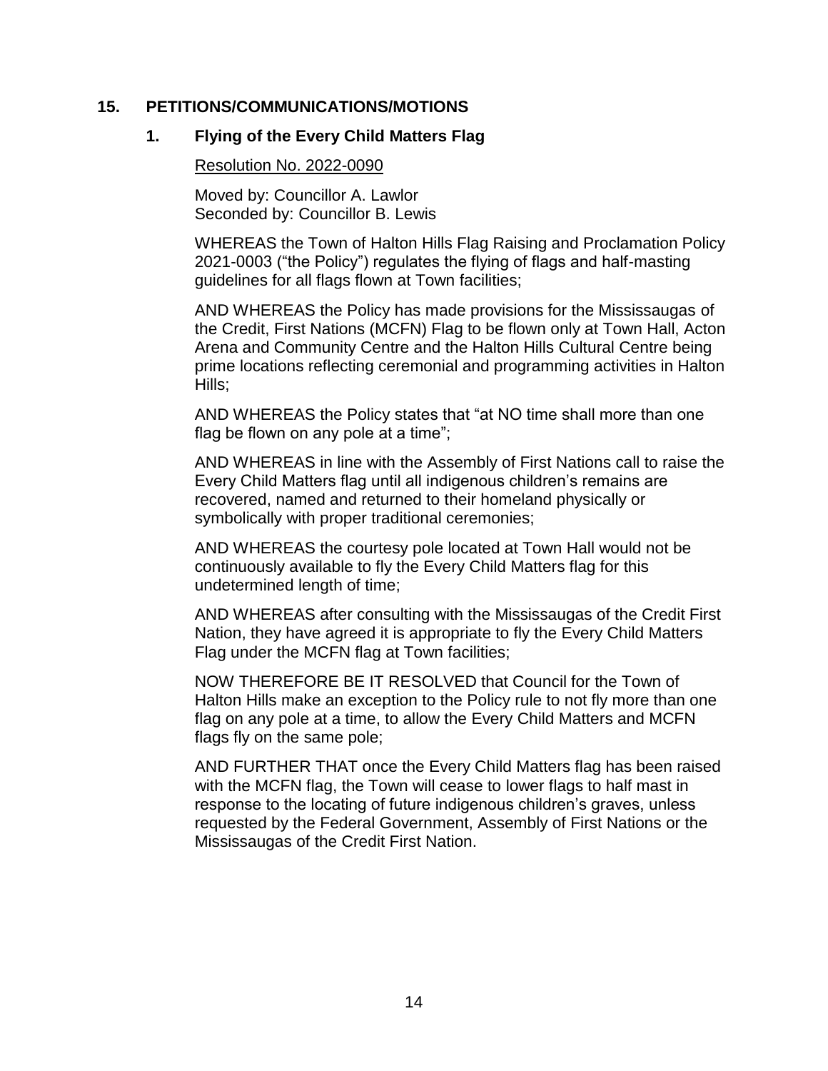## 15. PETITIONS/COMMUNICATIONS/MOTIONS

### 1. Flying of the Every Child Matters Flag

Resolution No. 2022-0090

Moved by: Councillor A. Lawlor
Seconded by: Councillor B. Lewis

WHEREAS the Town of Halton Hills Flag Raising and Proclamation Policy 2021-0003 ("the Policy") regulates the flying of flags and half-masting guidelines for all flags flown at Town facilities;

AND WHEREAS the Policy has made provisions for the Mississaugas of the Credit, First Nations (MCFN) Flag to be flown only at Town Hall, Acton Arena and Community Centre and the Halton Hills Cultural Centre being prime locations reflecting ceremonial and programming activities in Halton Hills;

AND WHEREAS the Policy states that "at NO time shall more than one flag be flown on any pole at a time";

AND WHEREAS in line with the Assembly of First Nations call to raise the Every Child Matters flag until all indigenous children's remains are recovered, named and returned to their homeland physically or symbolically with proper traditional ceremonies;

AND WHEREAS the courtesy pole located at Town Hall would not be continuously available to fly the Every Child Matters flag for this undetermined length of time;

AND WHEREAS after consulting with the Mississaugas of the Credit First Nation, they have agreed it is appropriate to fly the Every Child Matters Flag under the MCFN flag at Town facilities;

NOW THEREFORE BE IT RESOLVED that Council for the Town of Halton Hills make an exception to the Policy rule to not fly more than one flag on any pole at a time, to allow the Every Child Matters and MCFN flags fly on the same pole;

AND FURTHER THAT once the Every Child Matters flag has been raised with the MCFN flag, the Town will cease to lower flags to half mast in response to the locating of future indigenous children's graves, unless requested by the Federal Government, Assembly of First Nations or the Mississaugas of the Credit First Nation.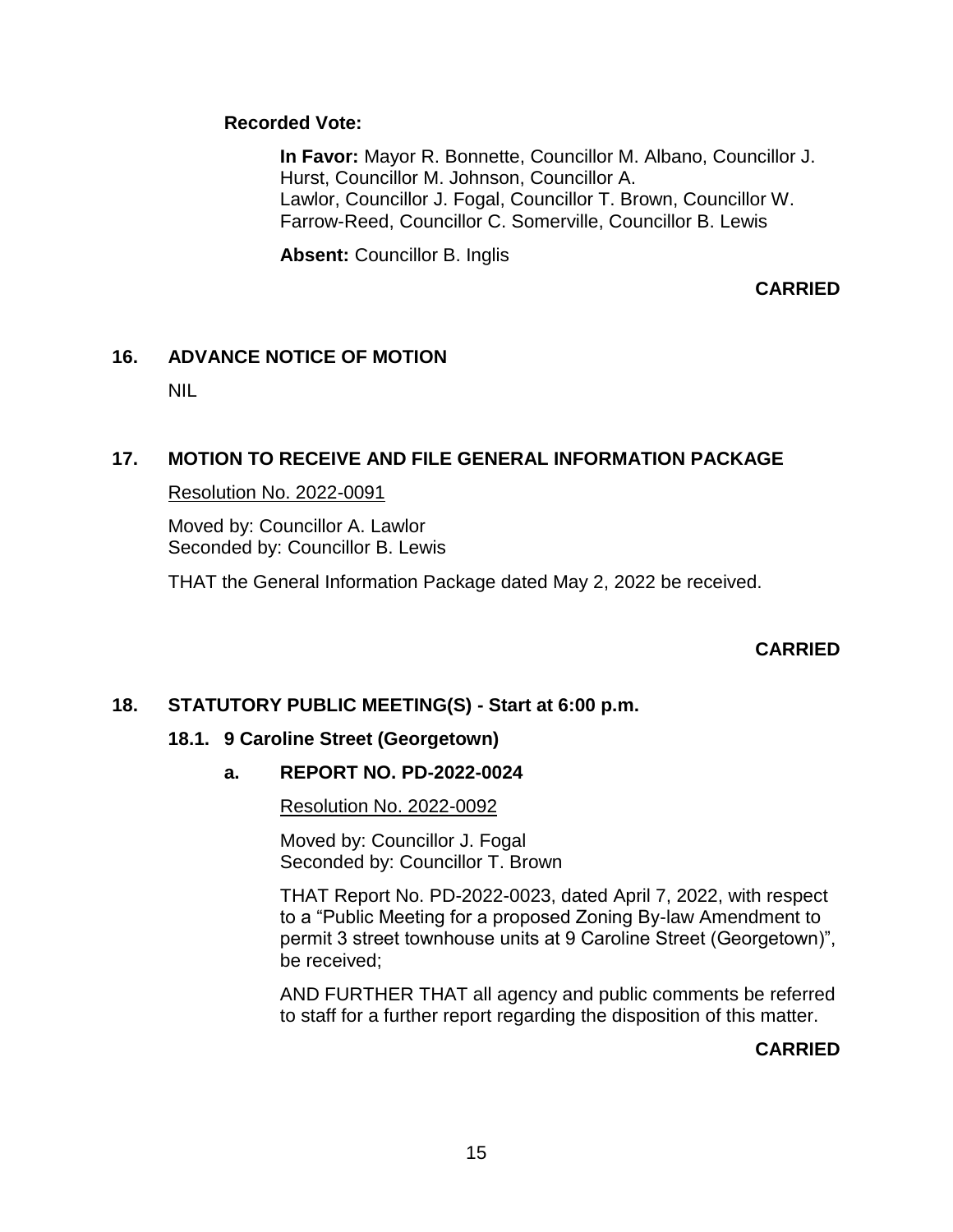**Recorded Vote:**

> **In Favor:** Mayor R. Bonnette, Councillor M. Albano, Councillor J. Hurst, Councillor M. Johnson, Councillor A. Lawlor, Councillor J. Fogal, Councillor T. Brown, Councillor W. Farrow-Reed, Councillor C. Somerville, Councillor B. Lewis
>
> **Absent:** Councillor B. Inglis

**CARRIED**

## 16. ADVANCE NOTICE OF MOTION

NIL

## 17. MOTION TO RECEIVE AND FILE GENERAL INFORMATION PACKAGE

Resolution No. 2022-0091

Moved by: Councillor A. Lawlor
Seconded by: Councillor B. Lewis

THAT the General Information Package dated May 2, 2022 be received.

**CARRIED**

## 18. STATUTORY PUBLIC MEETING(S) - Start at 6:00 p.m.

### 18.1. 9 Caroline Street (Georgetown)

#### a. REPORT NO. PD-2022-0024

Resolution No. 2022-0092

Moved by: Councillor J. Fogal
Seconded by: Councillor T. Brown

THAT Report No. PD-2022-0023, dated April 7, 2022, with respect to a "Public Meeting for a proposed Zoning By-law Amendment to permit 3 street townhouse units at 9 Caroline Street (Georgetown)", be received;

AND FURTHER THAT all agency and public comments be referred to staff for a further report regarding the disposition of this matter.

**CARRIED**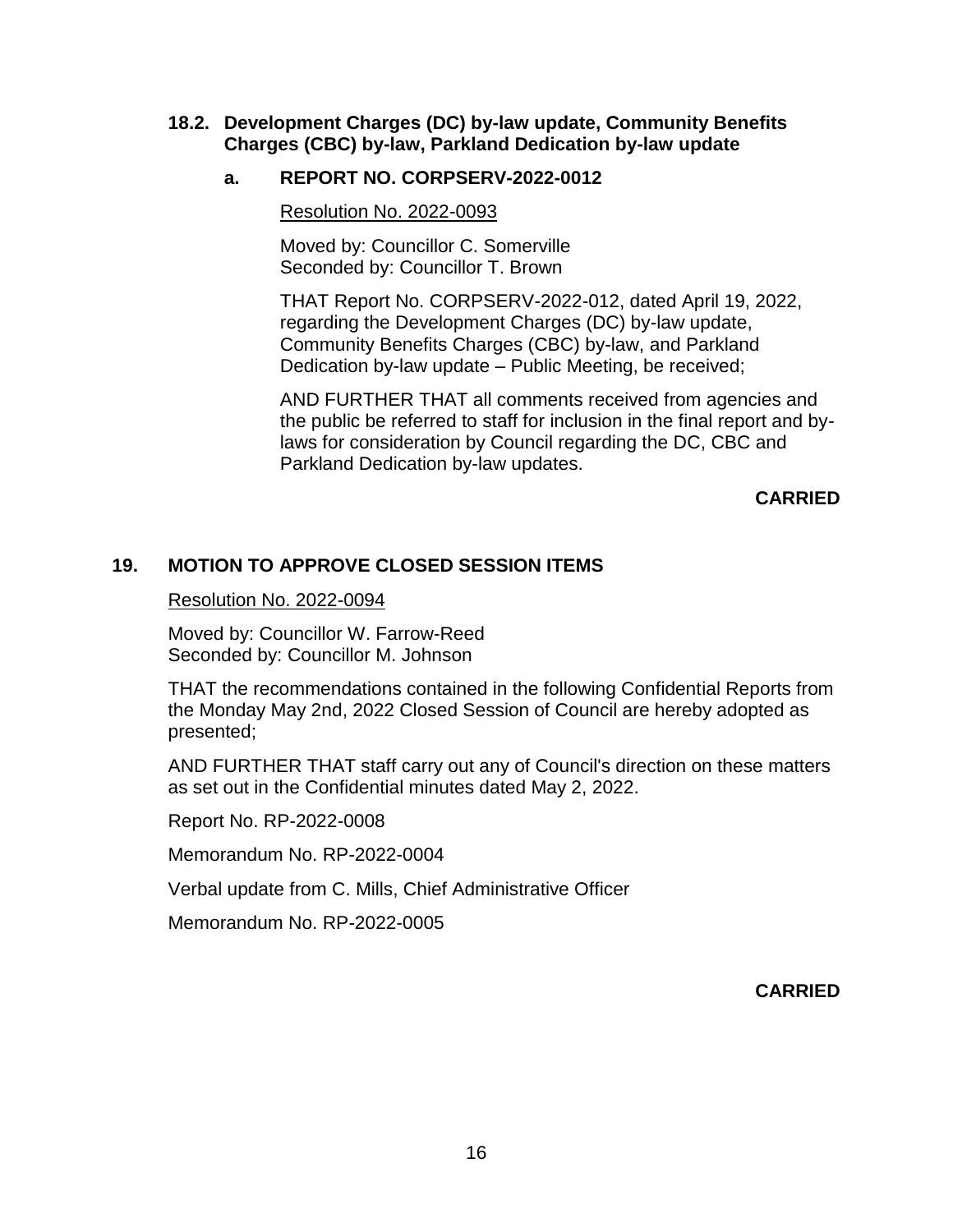### 18.2. Development Charges (DC) by-law update, Community Benefits Charges (CBC) by-law, Parkland Dedication by-law update

#### a. REPORT NO. CORPSERV-2022-0012

Resolution No. 2022-0093

Moved by: Councillor C. Somerville
Seconded by: Councillor T. Brown

THAT Report No. CORPSERV-2022-012, dated April 19, 2022, regarding the Development Charges (DC) by-law update, Community Benefits Charges (CBC) by-law, and Parkland Dedication by-law update – Public Meeting, be received;

AND FURTHER THAT all comments received from agencies and the public be referred to staff for inclusion in the final report and by-laws for consideration by Council regarding the DC, CBC and Parkland Dedication by-law updates.

**CARRIED**

## 19. MOTION TO APPROVE CLOSED SESSION ITEMS

Resolution No. 2022-0094

Moved by: Councillor W. Farrow-Reed
Seconded by: Councillor M. Johnson

THAT the recommendations contained in the following Confidential Reports from the Monday May 2nd, 2022 Closed Session of Council are hereby adopted as presented;

AND FURTHER THAT staff carry out any of Council's direction on these matters as set out in the Confidential minutes dated May 2, 2022.

Report No. RP-2022-0008

Memorandum No. RP-2022-0004

Verbal update from C. Mills, Chief Administrative Officer

Memorandum No. RP-2022-0005

**CARRIED**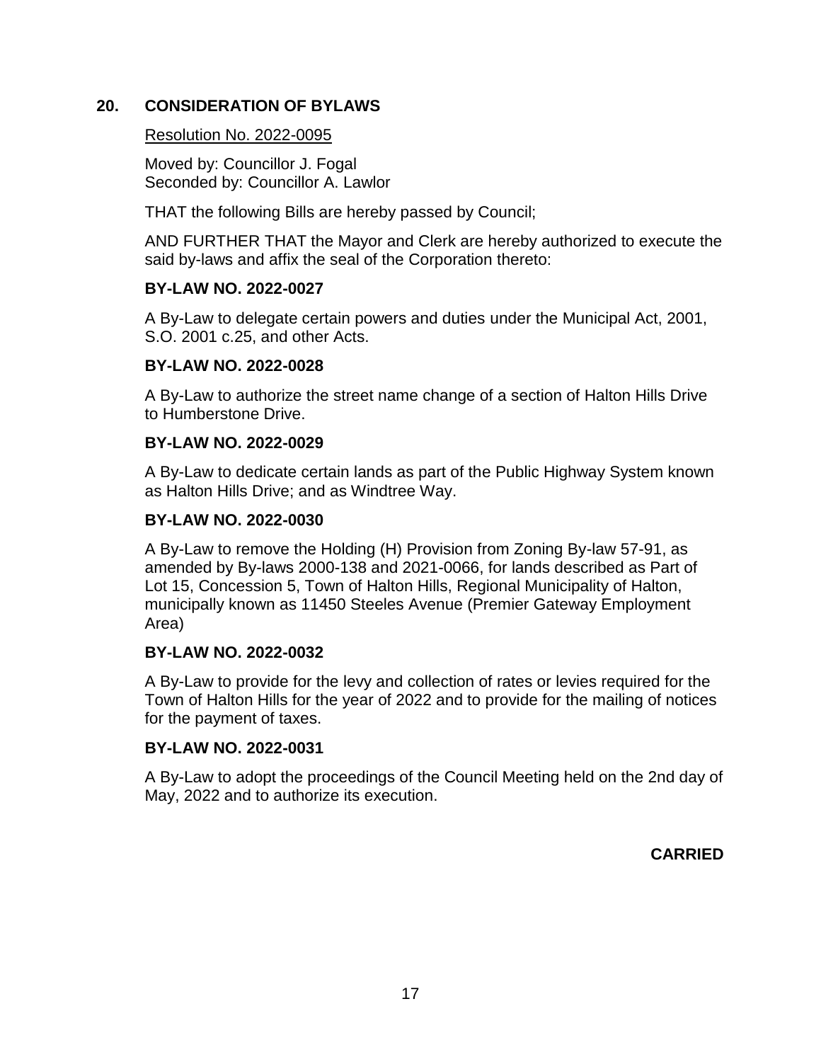## 20. CONSIDERATION OF BYLAWS

Resolution No. 2022-0095

Moved by: Councillor J. Fogal
Seconded by: Councillor A. Lawlor

THAT the following Bills are hereby passed by Council;

AND FURTHER THAT the Mayor and Clerk are hereby authorized to execute the said by-laws and affix the seal of the Corporation thereto:

**BY-LAW NO. 2022-0027**

A By-Law to delegate certain powers and duties under the Municipal Act, 2001, S.O. 2001 c.25, and other Acts.

**BY-LAW NO. 2022-0028**

A By-Law to authorize the street name change of a section of Halton Hills Drive to Humberstone Drive.

**BY-LAW NO. 2022-0029**

A By-Law to dedicate certain lands as part of the Public Highway System known as Halton Hills Drive; and as Windtree Way.

**BY-LAW NO. 2022-0030**

A By-Law to remove the Holding (H) Provision from Zoning By-law 57-91, as amended by By-laws 2000-138 and 2021-0066, for lands described as Part of Lot 15, Concession 5, Town of Halton Hills, Regional Municipality of Halton, municipally known as 11450 Steeles Avenue (Premier Gateway Employment Area)

**BY-LAW NO. 2022-0032**

A By-Law to provide for the levy and collection of rates or levies required for the Town of Halton Hills for the year of 2022 and to provide for the mailing of notices for the payment of taxes.

**BY-LAW NO. 2022-0031**

A By-Law to adopt the proceedings of the Council Meeting held on the 2nd day of May, 2022 and to authorize its execution.

**CARRIED**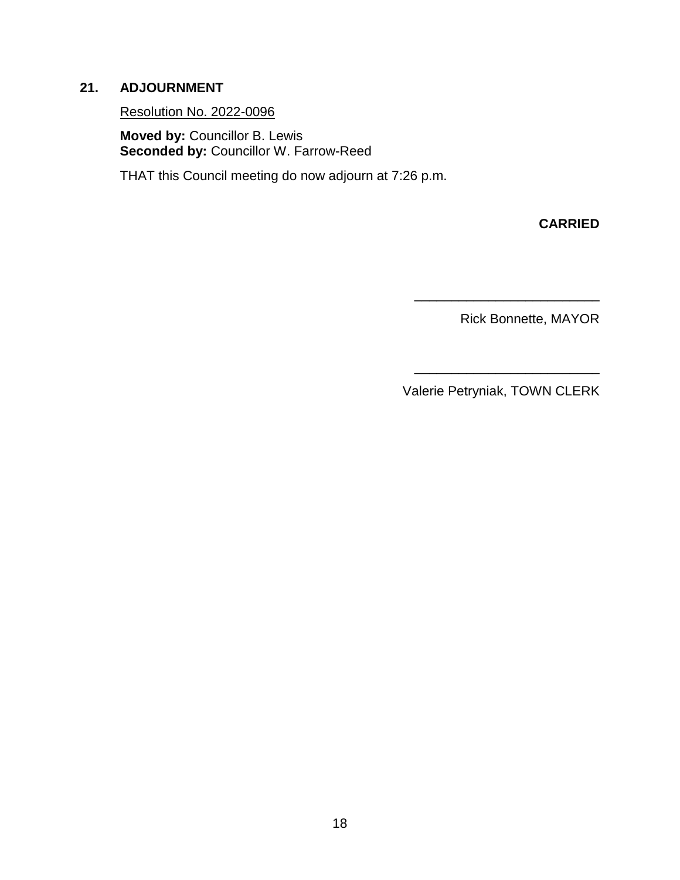## 21. ADJOURNMENT

Resolution No. 2022-0096

**Moved by:** Councillor B. Lewis
**Seconded by:** Councillor W. Farrow-Reed

THAT this Council meeting do now adjourn at 7:26 p.m.

**CARRIED**

_________________________

Rick Bonnette, MAYOR

_________________________

Valerie Petryniak, TOWN CLERK